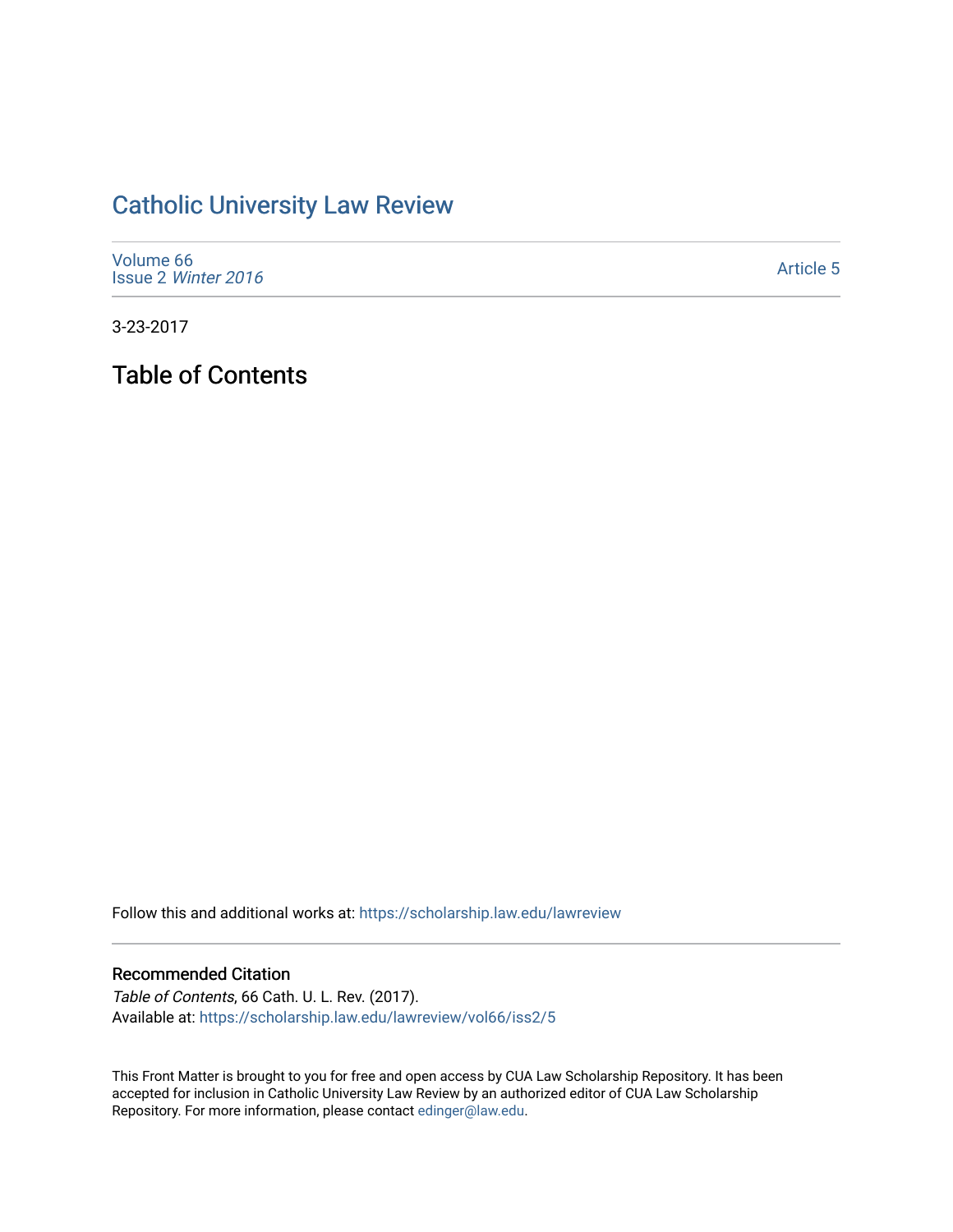# Catholic University Law Review

Volume 66
Issue 2 *Winter 2016*

Article 5

3-23-2017

## Table of Contents

Follow this and additional works at: https://scholarship.law.edu/lawreview

### Recommended Citation

*Table of Contents*, 66 Cath. U. L. Rev. (2017).
Available at: https://scholarship.law.edu/lawreview/vol66/iss2/5

This Front Matter is brought to you for free and open access by CUA Law Scholarship Repository. It has been accepted for inclusion in Catholic University Law Review by an authorized editor of CUA Law Scholarship Repository. For more information, please contact edinger@law.edu.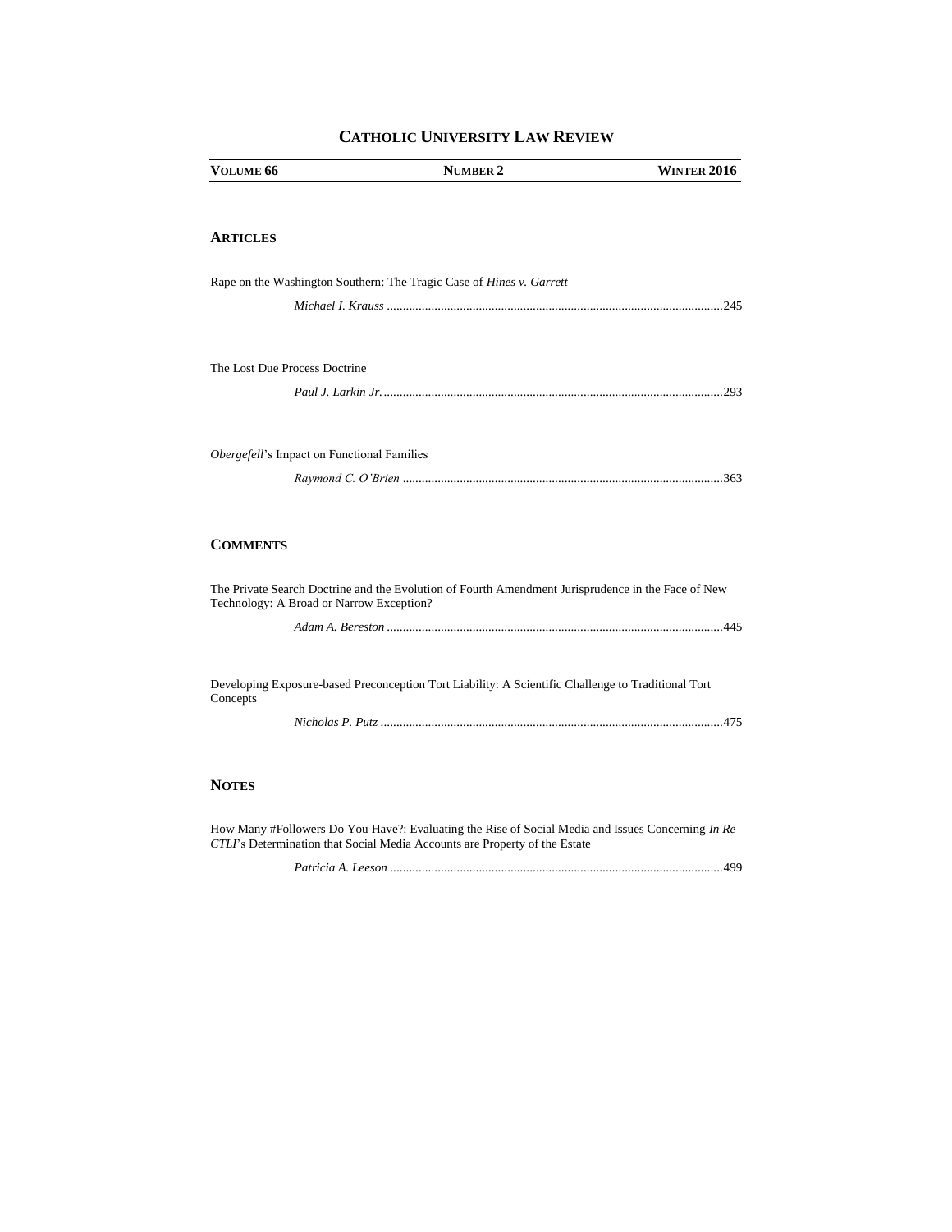# CATHOLIC UNIVERSITY LAW REVIEW

| VOLUME 66 | NUMBER 2 | WINTER 2016 |
|---|---|---|

## ARTICLES

Rape on the Washington Southern: The Tragic Case of *Hines v. Garrett*

*Michael I. Krauss* ..........................................................................................................245

The Lost Due Process Doctrine

*Paul J. Larkin Jr.*..........................................................................................................293

*Obergefell*'s Impact on Functional Families

*Raymond C. O'Brien* .....................................................................................................363

## COMMENTS

The Private Search Doctrine and the Evolution of Fourth Amendment Jurisprudence in the Face of New Technology: A Broad or Narrow Exception?

*Adam A. Bereston* ..........................................................................................................445

Developing Exposure-based Preconception Tort Liability: A Scientific Challenge to Traditional Tort Concepts

*Nicholas P. Putz* ............................................................................................................475

## NOTES

How Many #Followers Do You Have?: Evaluating the Rise of Social Media and Issues Concerning *In Re CTLI*'s Determination that Social Media Accounts are Property of the Estate

*Patricia A. Leeson* .........................................................................................................499